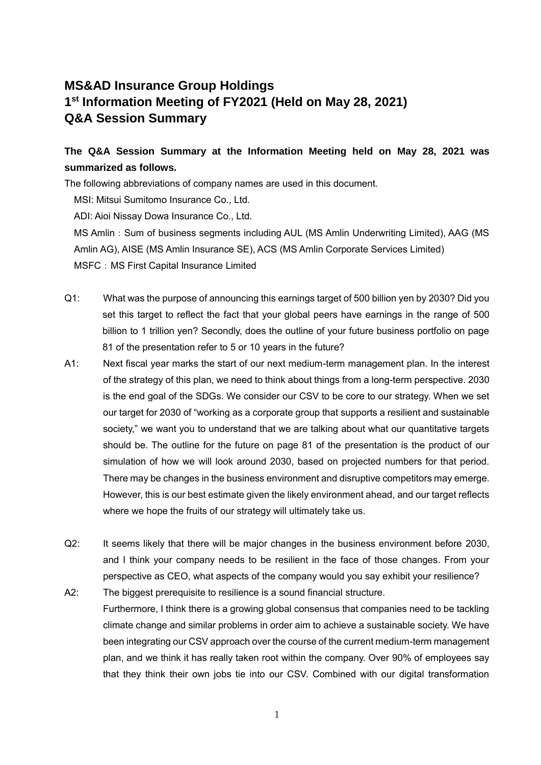# MS&AD Insurance Group Holdings
# 1st Information Meeting of FY2021 (Held on May 28, 2021)
# Q&A Session Summary

**The Q&A Session Summary at the Information Meeting held on May 28, 2021 was summarized as follows.**

The following abbreviations of company names are used in this document.

MSI: Mitsui Sumitomo Insurance Co., Ltd.

ADI: Aioi Nissay Dowa Insurance Co., Ltd.

MS Amlin：Sum of business segments including AUL (MS Amlin Underwriting Limited), AAG (MS Amlin AG), AISE (MS Amlin Insurance SE), ACS (MS Amlin Corporate Services Limited)

MSFC：MS First Capital Insurance Limited

Q1: What was the purpose of announcing this earnings target of 500 billion yen by 2030? Did you set this target to reflect the fact that your global peers have earnings in the range of 500 billion to 1 trillion yen? Secondly, does the outline of your future business portfolio on page 81 of the presentation refer to 5 or 10 years in the future?

A1: Next fiscal year marks the start of our next medium-term management plan. In the interest of the strategy of this plan, we need to think about things from a long-term perspective. 2030 is the end goal of the SDGs. We consider our CSV to be core to our strategy. When we set our target for 2030 of "working as a corporate group that supports a resilient and sustainable society," we want you to understand that we are talking about what our quantitative targets should be. The outline for the future on page 81 of the presentation is the product of our simulation of how we will look around 2030, based on projected numbers for that period. There may be changes in the business environment and disruptive competitors may emerge. However, this is our best estimate given the likely environment ahead, and our target reflects where we hope the fruits of our strategy will ultimately take us.

Q2: It seems likely that there will be major changes in the business environment before 2030, and I think your company needs to be resilient in the face of those changes. From your perspective as CEO, what aspects of the company would you say exhibit your resilience?

A2: The biggest prerequisite to resilience is a sound financial structure.
Furthermore, I think there is a growing global consensus that companies need to be tackling climate change and similar problems in order aim to achieve a sustainable society. We have been integrating our CSV approach over the course of the current medium-term management plan, and we think it has really taken root within the company. Over 90% of employees say that they think their own jobs tie into our CSV. Combined with our digital transformation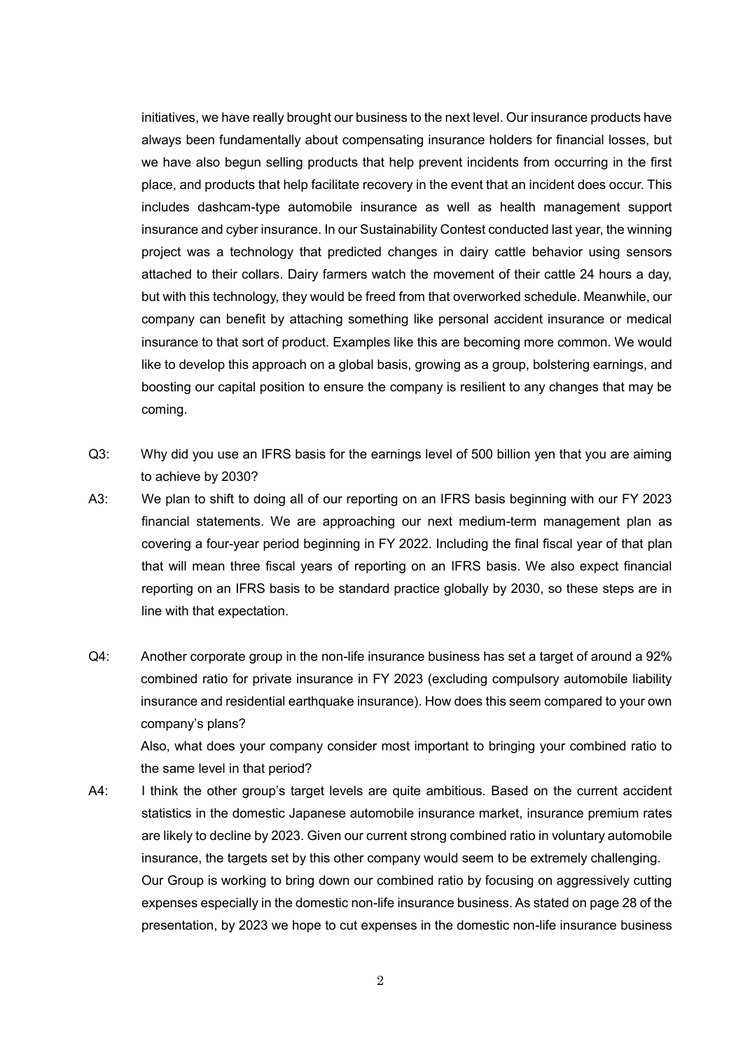initiatives, we have really brought our business to the next level. Our insurance products have always been fundamentally about compensating insurance holders for financial losses, but we have also begun selling products that help prevent incidents from occurring in the first place, and products that help facilitate recovery in the event that an incident does occur. This includes dashcam-type automobile insurance as well as health management support insurance and cyber insurance. In our Sustainability Contest conducted last year, the winning project was a technology that predicted changes in dairy cattle behavior using sensors attached to their collars. Dairy farmers watch the movement of their cattle 24 hours a day, but with this technology, they would be freed from that overworked schedule. Meanwhile, our company can benefit by attaching something like personal accident insurance or medical insurance to that sort of product. Examples like this are becoming more common. We would like to develop this approach on a global basis, growing as a group, bolstering earnings, and boosting our capital position to ensure the company is resilient to any changes that may be coming.

Q3: Why did you use an IFRS basis for the earnings level of 500 billion yen that you are aiming to achieve by 2030?

A3: We plan to shift to doing all of our reporting on an IFRS basis beginning with our FY 2023 financial statements. We are approaching our next medium-term management plan as covering a four-year period beginning in FY 2022. Including the final fiscal year of that plan that will mean three fiscal years of reporting on an IFRS basis. We also expect financial reporting on an IFRS basis to be standard practice globally by 2030, so these steps are in line with that expectation.

Q4: Another corporate group in the non-life insurance business has set a target of around a 92% combined ratio for private insurance in FY 2023 (excluding compulsory automobile liability insurance and residential earthquake insurance). How does this seem compared to your own company's plans?

Also, what does your company consider most important to bringing your combined ratio to the same level in that period?

A4: I think the other group's target levels are quite ambitious. Based on the current accident statistics in the domestic Japanese automobile insurance market, insurance premium rates are likely to decline by 2023. Given our current strong combined ratio in voluntary automobile insurance, the targets set by this other company would seem to be extremely challenging.

Our Group is working to bring down our combined ratio by focusing on aggressively cutting expenses especially in the domestic non-life insurance business. As stated on page 28 of the presentation, by 2023 we hope to cut expenses in the domestic non-life insurance business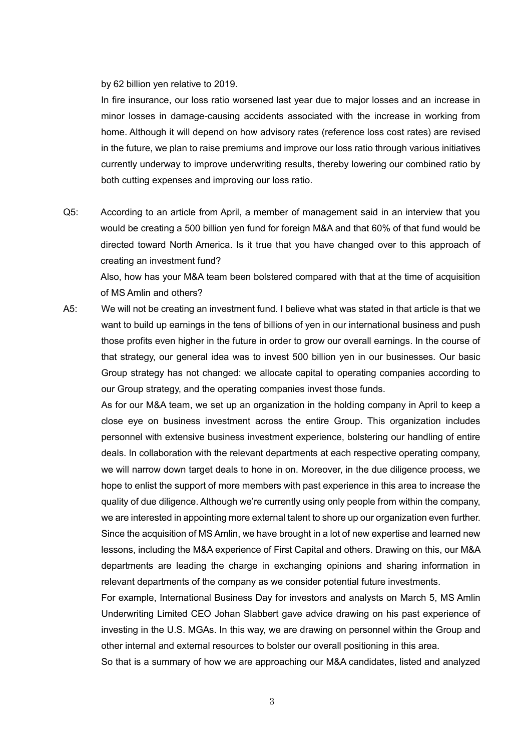by 62 billion yen relative to 2019.

In fire insurance, our loss ratio worsened last year due to major losses and an increase in minor losses in damage-causing accidents associated with the increase in working from home. Although it will depend on how advisory rates (reference loss cost rates) are revised in the future, we plan to raise premiums and improve our loss ratio through various initiatives currently underway to improve underwriting results, thereby lowering our combined ratio by both cutting expenses and improving our loss ratio.

Q5: According to an article from April, a member of management said in an interview that you would be creating a 500 billion yen fund for foreign M&A and that 60% of that fund would be directed toward North America. Is it true that you have changed over to this approach of creating an investment fund?

Also, how has your M&A team been bolstered compared with that at the time of acquisition of MS Amlin and others?

A5: We will not be creating an investment fund. I believe what was stated in that article is that we want to build up earnings in the tens of billions of yen in our international business and push those profits even higher in the future in order to grow our overall earnings. In the course of that strategy, our general idea was to invest 500 billion yen in our businesses. Our basic Group strategy has not changed: we allocate capital to operating companies according to our Group strategy, and the operating companies invest those funds.

As for our M&A team, we set up an organization in the holding company in April to keep a close eye on business investment across the entire Group. This organization includes personnel with extensive business investment experience, bolstering our handling of entire deals. In collaboration with the relevant departments at each respective operating company, we will narrow down target deals to hone in on. Moreover, in the due diligence process, we hope to enlist the support of more members with past experience in this area to increase the quality of due diligence. Although we're currently using only people from within the company, we are interested in appointing more external talent to shore up our organization even further. Since the acquisition of MS Amlin, we have brought in a lot of new expertise and learned new lessons, including the M&A experience of First Capital and others. Drawing on this, our M&A departments are leading the charge in exchanging opinions and sharing information in relevant departments of the company as we consider potential future investments.

For example, International Business Day for investors and analysts on March 5, MS Amlin Underwriting Limited CEO Johan Slabbert gave advice drawing on his past experience of investing in the U.S. MGAs. In this way, we are drawing on personnel within the Group and other internal and external resources to bolster our overall positioning in this area.

So that is a summary of how we are approaching our M&A candidates, listed and analyzed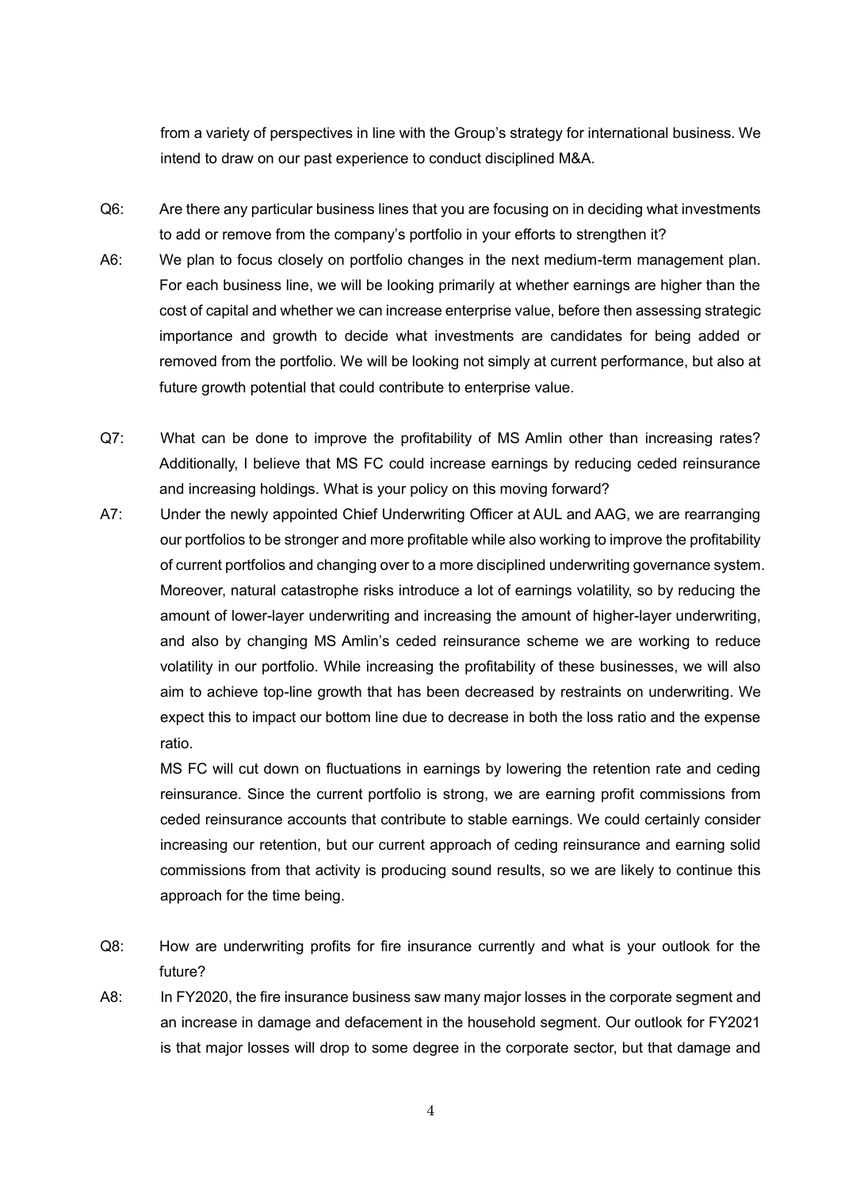from a variety of perspectives in line with the Group's strategy for international business. We intend to draw on our past experience to conduct disciplined M&A.

Q6: Are there any particular business lines that you are focusing on in deciding what investments to add or remove from the company's portfolio in your efforts to strengthen it?

A6: We plan to focus closely on portfolio changes in the next medium-term management plan. For each business line, we will be looking primarily at whether earnings are higher than the cost of capital and whether we can increase enterprise value, before then assessing strategic importance and growth to decide what investments are candidates for being added or removed from the portfolio. We will be looking not simply at current performance, but also at future growth potential that could contribute to enterprise value.

Q7: What can be done to improve the profitability of MS Amlin other than increasing rates? Additionally, I believe that MS FC could increase earnings by reducing ceded reinsurance and increasing holdings. What is your policy on this moving forward?

A7: Under the newly appointed Chief Underwriting Officer at AUL and AAG, we are rearranging our portfolios to be stronger and more profitable while also working to improve the profitability of current portfolios and changing over to a more disciplined underwriting governance system. Moreover, natural catastrophe risks introduce a lot of earnings volatility, so by reducing the amount of lower-layer underwriting and increasing the amount of higher-layer underwriting, and also by changing MS Amlin's ceded reinsurance scheme we are working to reduce volatility in our portfolio. While increasing the profitability of these businesses, we will also aim to achieve top-line growth that has been decreased by restraints on underwriting. We expect this to impact our bottom line due to decrease in both the loss ratio and the expense ratio.

MS FC will cut down on fluctuations in earnings by lowering the retention rate and ceding reinsurance. Since the current portfolio is strong, we are earning profit commissions from ceded reinsurance accounts that contribute to stable earnings. We could certainly consider increasing our retention, but our current approach of ceding reinsurance and earning solid commissions from that activity is producing sound results, so we are likely to continue this approach for the time being.

Q8: How are underwriting profits for fire insurance currently and what is your outlook for the future?

A8: In FY2020, the fire insurance business saw many major losses in the corporate segment and an increase in damage and defacement in the household segment. Our outlook for FY2021 is that major losses will drop to some degree in the corporate sector, but that damage and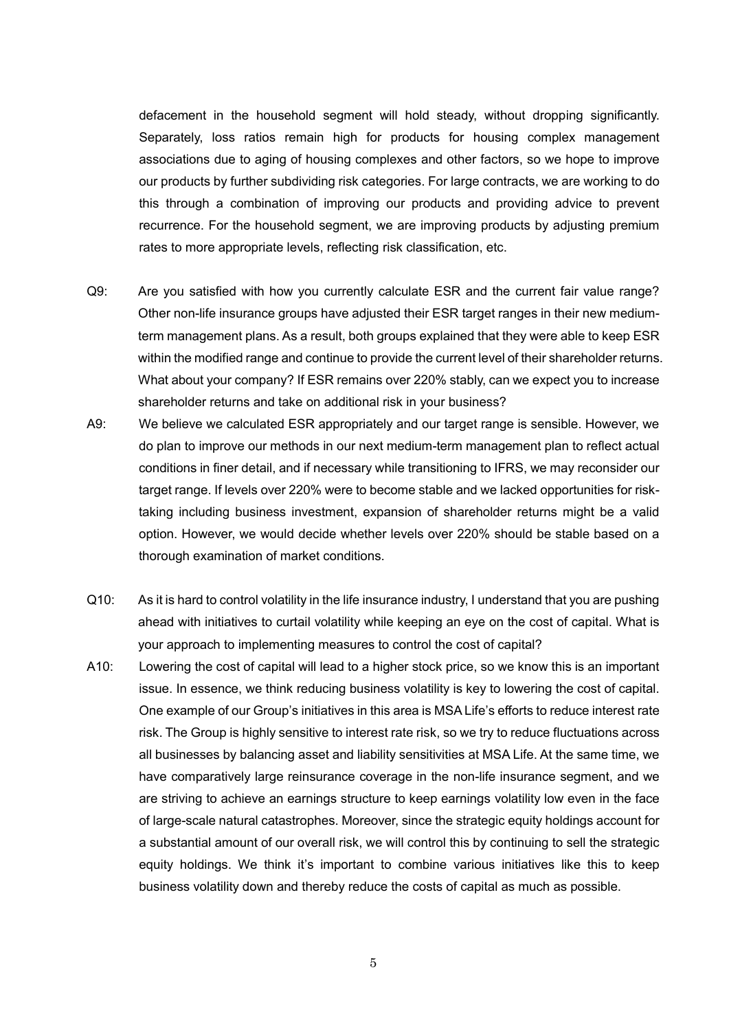defacement in the household segment will hold steady, without dropping significantly. Separately, loss ratios remain high for products for housing complex management associations due to aging of housing complexes and other factors, so we hope to improve our products by further subdividing risk categories. For large contracts, we are working to do this through a combination of improving our products and providing advice to prevent recurrence. For the household segment, we are improving products by adjusting premium rates to more appropriate levels, reflecting risk classification, etc.

Q9: Are you satisfied with how you currently calculate ESR and the current fair value range? Other non-life insurance groups have adjusted their ESR target ranges in their new medium-term management plans. As a result, both groups explained that they were able to keep ESR within the modified range and continue to provide the current level of their shareholder returns. What about your company? If ESR remains over 220% stably, can we expect you to increase shareholder returns and take on additional risk in your business?

A9: We believe we calculated ESR appropriately and our target range is sensible. However, we do plan to improve our methods in our next medium-term management plan to reflect actual conditions in finer detail, and if necessary while transitioning to IFRS, we may reconsider our target range. If levels over 220% were to become stable and we lacked opportunities for risk-taking including business investment, expansion of shareholder returns might be a valid option. However, we would decide whether levels over 220% should be stable based on a thorough examination of market conditions.

Q10: As it is hard to control volatility in the life insurance industry, I understand that you are pushing ahead with initiatives to curtail volatility while keeping an eye on the cost of capital. What is your approach to implementing measures to control the cost of capital?

A10: Lowering the cost of capital will lead to a higher stock price, so we know this is an important issue. In essence, we think reducing business volatility is key to lowering the cost of capital. One example of our Group's initiatives in this area is MSA Life's efforts to reduce interest rate risk. The Group is highly sensitive to interest rate risk, so we try to reduce fluctuations across all businesses by balancing asset and liability sensitivities at MSA Life. At the same time, we have comparatively large reinsurance coverage in the non-life insurance segment, and we are striving to achieve an earnings structure to keep earnings volatility low even in the face of large-scale natural catastrophes. Moreover, since the strategic equity holdings account for a substantial amount of our overall risk, we will control this by continuing to sell the strategic equity holdings. We think it's important to combine various initiatives like this to keep business volatility down and thereby reduce the costs of capital as much as possible.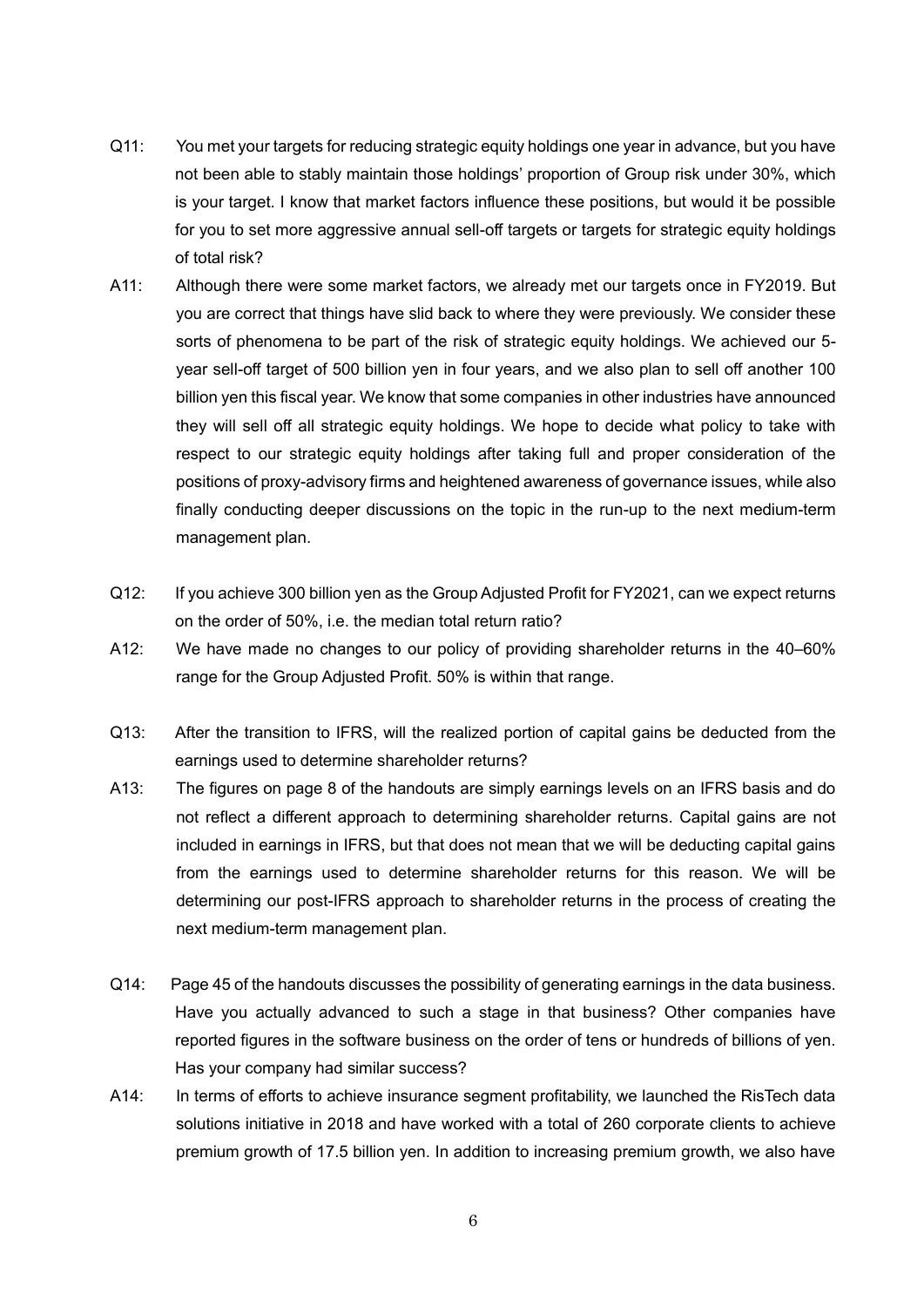Q11: You met your targets for reducing strategic equity holdings one year in advance, but you have not been able to stably maintain those holdings' proportion of Group risk under 30%, which is your target. I know that market factors influence these positions, but would it be possible for you to set more aggressive annual sell-off targets or targets for strategic equity holdings of total risk?

A11: Although there were some market factors, we already met our targets once in FY2019. But you are correct that things have slid back to where they were previously. We consider these sorts of phenomena to be part of the risk of strategic equity holdings. We achieved our 5-year sell-off target of 500 billion yen in four years, and we also plan to sell off another 100 billion yen this fiscal year. We know that some companies in other industries have announced they will sell off all strategic equity holdings. We hope to decide what policy to take with respect to our strategic equity holdings after taking full and proper consideration of the positions of proxy-advisory firms and heightened awareness of governance issues, while also finally conducting deeper discussions on the topic in the run-up to the next medium-term management plan.

Q12: If you achieve 300 billion yen as the Group Adjusted Profit for FY2021, can we expect returns on the order of 50%, i.e. the median total return ratio?

A12: We have made no changes to our policy of providing shareholder returns in the 40–60% range for the Group Adjusted Profit. 50% is within that range.

Q13: After the transition to IFRS, will the realized portion of capital gains be deducted from the earnings used to determine shareholder returns?

A13: The figures on page 8 of the handouts are simply earnings levels on an IFRS basis and do not reflect a different approach to determining shareholder returns. Capital gains are not included in earnings in IFRS, but that does not mean that we will be deducting capital gains from the earnings used to determine shareholder returns for this reason. We will be determining our post-IFRS approach to shareholder returns in the process of creating the next medium-term management plan.

Q14: Page 45 of the handouts discusses the possibility of generating earnings in the data business. Have you actually advanced to such a stage in that business? Other companies have reported figures in the software business on the order of tens or hundreds of billions of yen. Has your company had similar success?

A14: In terms of efforts to achieve insurance segment profitability, we launched the RisTech data solutions initiative in 2018 and have worked with a total of 260 corporate clients to achieve premium growth of 17.5 billion yen. In addition to increasing premium growth, we also have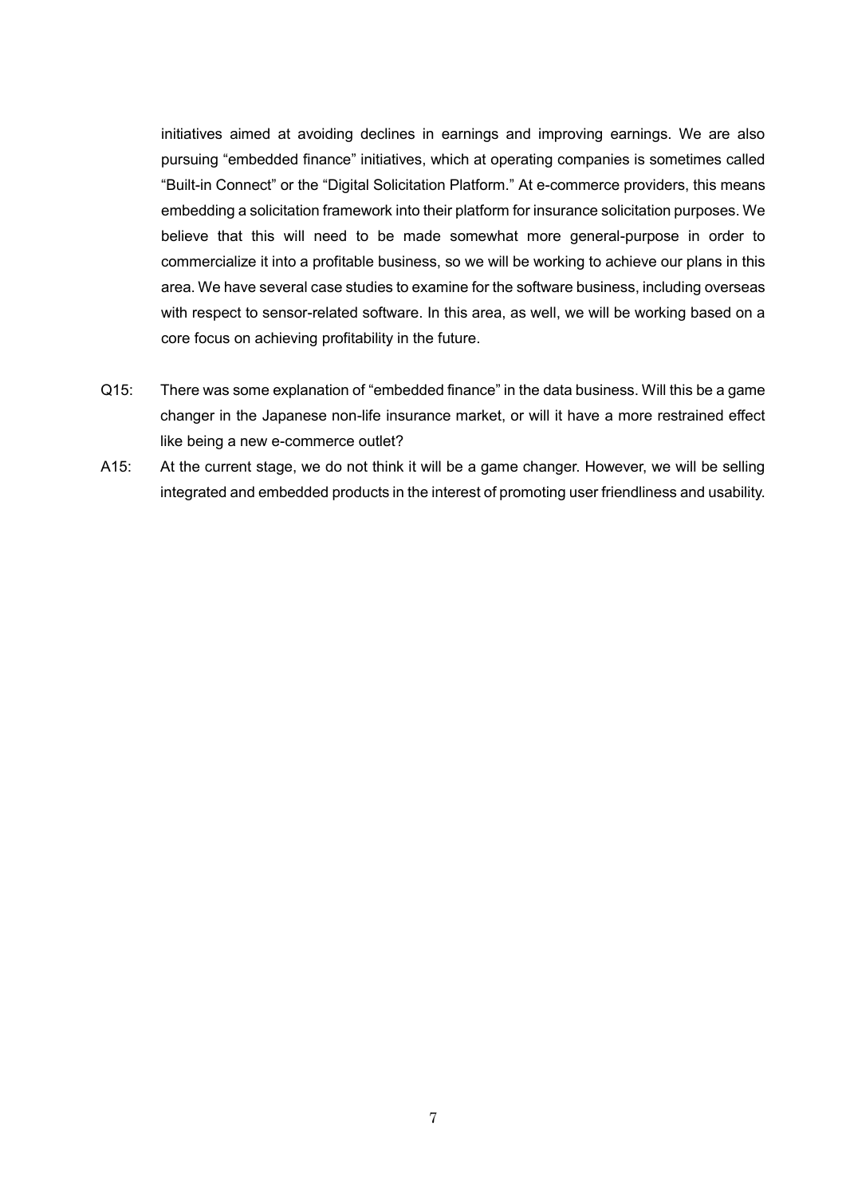initiatives aimed at avoiding declines in earnings and improving earnings. We are also pursuing "embedded finance" initiatives, which at operating companies is sometimes called "Built-in Connect" or the "Digital Solicitation Platform." At e-commerce providers, this means embedding a solicitation framework into their platform for insurance solicitation purposes. We believe that this will need to be made somewhat more general-purpose in order to commercialize it into a profitable business, so we will be working to achieve our plans in this area. We have several case studies to examine for the software business, including overseas with respect to sensor-related software. In this area, as well, we will be working based on a core focus on achieving profitability in the future.

Q15: There was some explanation of "embedded finance" in the data business. Will this be a game changer in the Japanese non-life insurance market, or will it have a more restrained effect like being a new e-commerce outlet?

A15: At the current stage, we do not think it will be a game changer. However, we will be selling integrated and embedded products in the interest of promoting user friendliness and usability.